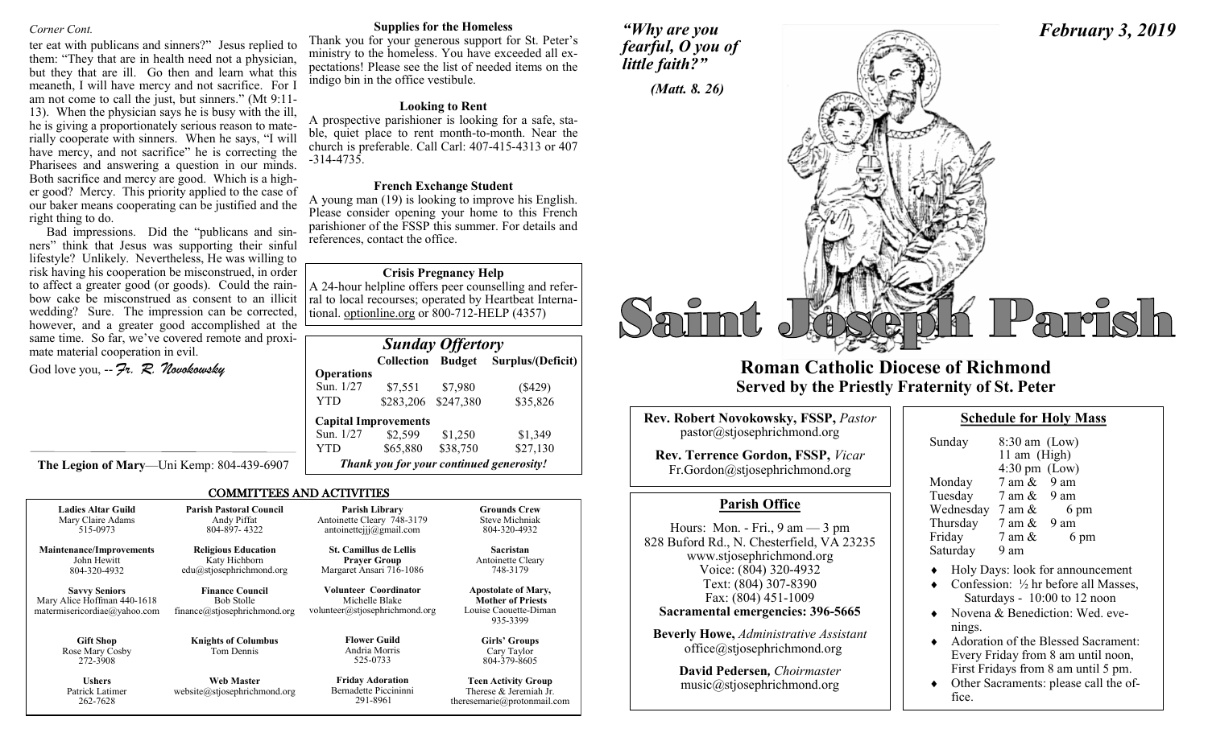*Corner Cont.*

ter eat with publicans and sinners?" Jesus replied to them: "They that are in health need not a physician, but they that are ill. Go then and learn what this meaneth, I will have mercy and not sacrifice. For I am not come to call the just, but sinners." (Mt 9:11-13). When the physician says he is busy with the ill, he is giving a proportionately serious reason to materially cooperate with sinners. When he says, "I will have mercy, and not sacrifice" he is correcting the Pharisees and answering a question in our minds. Both sacrifice and mercy are good. Which is a higher good? Mercy. This priority applied to the case of our baker means cooperating can be justified and the right thing to do.

Bad impressions. Did the "publicans and sinners" think that Jesus was supporting their sinful lifestyle? Unlikely. Nevertheless, He was willing to risk having his cooperation be misconstrued, in order to affect a greater good (or goods). Could the rainbow cake be misconstrued as consent to an illicit wedding? Sure. The impression can be corrected, however, and a greater good accomplished at the same time. So far, we've covered remote and proximate material cooperation in evil.

God love you, -- *Fr. R. Novokowsky*

**The Legion of Mary**—Uni Kemp: 804-439-6907

### Supplies for the Homeless

Thank you for your generous support for St. Peter's ministry to the homeless. You have exceeded all expectations! Please see the list of needed items on the indigo bin in the office vestibule.

### Looking to Rent

A prospective parishioner is looking for a safe, stable, quiet place to rent month-to-month. Near the church is preferable. Call Carl: 407-415-4313 or 407-314-4735.

### French Exchange Student

A young man (19) is looking to improve his English. Please consider opening your home to this French parishioner of the FSSP this summer. For details and references, contact the office.

### Crisis Pregnancy Help

A 24-hour helpline offers peer counselling and referral to local recourses; operated by Heartbeat International. optionline.org or 800-712-HELP (4357)

### *Sunday Offertory*

| | Collection | Budget | Surplus/(Deficit) |
|---|---|---|---|
| **Operations** | | | |
| Sun. 1/27 | $7,551 | $7,980 | ($429) |
| YTD | $283,206 | $247,380 | $35,826 |
| **Capital Improvements** | | | |
| Sun. 1/27 | $2,599 | $1,250 | $1,349 |
| YTD | $65,880 | $38,750 | $27,130 |

***Thank you for your continued generosity!***

## COMMITTEES AND ACTIVITIES

| | | | |
|---|---|---|---|
| **Ladies Altar Guild**<br>Mary Claire Adams<br>515-0973 | **Parish Pastoral Council**<br>Andy Piffat<br>804-897-4322 | **Parish Library**<br>Antoinette Cleary 748-3179<br>antoinettejjj@gmail.com | **Grounds Crew**<br>Steve Michniak<br>804-320-4932 |
| **Maintenance/Improvements**<br>John Hewitt<br>804-320-4932 | **Religious Education**<br>Katy Hichborn<br>edu@stjosephrichmond.org | **St. Camillus de Lellis Prayer Group**<br>Margaret Ansari 716-1086 | **Sacristan**<br>Antoinette Cleary<br>748-3179 |
| **Savvy Seniors**<br>Mary Alice Hoffman 440-1618<br>matermisericordiae@yahoo.com | **Finance Council**<br>Bob Stolle<br>finance@stjosephrichmond.org | **Volunteer Coordinator**<br>Michelle Blake<br>volunteer@stjosephrichmond.org | **Apostolate of Mary, Mother of Priests**<br>Louise Caouette-Diman<br>935-3399 |
| **Gift Shop**<br>Rose Mary Cosby<br>272-3908 | **Knights of Columbus**<br>Tom Dennis | **Flower Guild**<br>Andria Morris<br>525-0733 | **Girls' Groups**<br>Cary Taylor<br>804-379-8605 |
| **Ushers**<br>Patrick Latimer<br>262-7628 | **Web Master**<br>website@stjosephrichmond.org | **Friday Adoration**<br>Bernadette Piccininni<br>291-8961 | **Teen Activity Group**<br>Therese & Jeremiah Jr.<br>theresemarie@protonmail.com |

*"Why are you fearful, O you of little faith?"*

*(Matt. 8. 26)*

***February 3, 2019***

# Saint Joseph Parish

## Roman Catholic Diocese of Richmond
## Served by the Priestly Fraternity of St. Peter

**Rev. Robert Novokowsky, FSSP,** *Pastor*
pastor@stjosephrichmond.org

**Rev. Terrence Gordon, FSSP,** *Vicar*
Fr.Gordon@stjosephrichmond.org

### Parish Office

Hours: Mon. - Fri., 9 am — 3 pm
828 Buford Rd., N. Chesterfield, VA 23235
www.stjosephrichmond.org
Voice: (804) 320-4932
Text: (804) 307-8390
Fax: (804) 451-1009
**Sacramental emergencies: 396-5665**

**Beverly Howe,** *Administrative Assistant*
office@stjosephrichmond.org

**David Pedersen,** *Choirmaster*
music@stjosephrichmond.org

### Schedule for Holy Mass

| | |
|---|---|
| Sunday | 8:30 am (Low)<br>11 am (High)<br>4:30 pm (Low) |
| Monday | 7 am & 9 am |
| Tuesday | 7 am & 9 am |
| Wednesday | 7 am & 6 pm |
| Thursday | 7 am & 9 am |
| Friday | 7 am & 6 pm |
| Saturday | 9 am |

- Holy Days: look for announcement
- Confession: ½ hr before all Masses, Saturdays - 10:00 to 12 noon
- Novena & Benediction: Wed. evenings.
- Adoration of the Blessed Sacrament: Every Friday from 8 am until noon, First Fridays from 8 am until 5 pm.
- Other Sacraments: please call the office.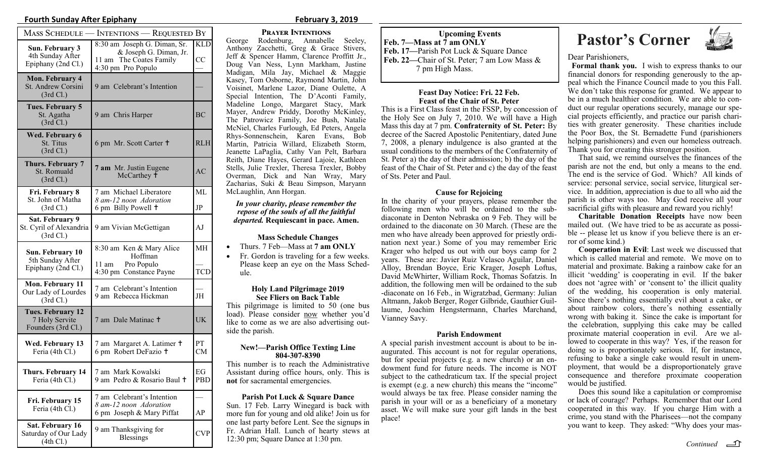| Mass Schedule — Intentions — Requested By | | |
|---|---|---|
| **Sun. February 3** 4th Sunday After Epiphany (2nd Cl.) | 8:30 am Joseph G. Diman, Sr. & Joseph G. Diman, Jr. 11 am The Coates Family 4:30 pm Pro Populo | KLD CC — |
| **Mon. February 4** St. Andrew Corsini (3rd Cl.) | 9 am Celebrant's Intention | — |
| **Tues. February 5** St. Agatha (3rd Cl.) | 9 am Chris Harper | BC |
| **Wed. February 6** St. Titus (3rd Cl.) | 6 pm Mr. Scott Carter ✝ | RLH |
| **Thurs. February 7** St. Romuald (3rd Cl.) | **7 am** Mr. Justin Eugene McCarthey ✝ | AC |
| **Fri. February 8** St. John of Matha (3rd Cl.) | 7 am Michael Liberatore *8 am-12 noon Adoration* 6 pm Billy Powell ✝ | ML JP |
| **Sat. February 9** St. Cyril of Alexandria (3rd Cl.) | 9 am Vivian McGettigan | AJ |
| **Sun. February 10** 5th Sunday After Epiphany (2nd Cl.) | 8:30 am Ken & Mary Alice Hoffman 11 am Pro Populo 4:30 pm Constance Payne | MH — TCD |
| **Mon. February 11** Our Lady of Lourdes (3rd Cl.) | 7 am Celebrant's Intention 9 am Rebecca Hickman | — JH |
| **Tues. February 12** 7 Holy Servite Founders (3rd Cl.) | 7 am Dale Matinac ✝ | UK |
| **Wed. February 13** Feria (4th Cl.) | 7 am Margaret A. Latimer ✝ 6 pm Robert DeFazio ✝ | PT CM |
| **Thurs. February 14** Feria (4th Cl.) | 7 am Mark Kowalski 9 am Pedro & Rosario Baul ✝ | EG PBD |
| **Fri. February 15** Feria (4th Cl.) | 7 am Celebrant's Intention *8 am-12 noon Adoration* 6 pm Joseph & Mary Piffat | — AP |
| **Sat. February 16** Saturday of Our Lady (4th Cl.) | 9 am Thanksgiving for Blessings | CVP |

### Prayer Intentions

George Rodenburg, Annabelle Seeley, Anthony Zacchetti, Greg & Grace Stivers, Jeff & Spencer Hamm, Clarence Proffitt Jr., Doug Van Ness, Lynn Markham, Justine Madigan, Mila Jay, Michael & Maggie Kasey, Tom Osborne, Raymond Martin, John Voisinet, Marlene Lazor, Diane Oulette, A Special Intention, The D'Aconti Family, Madeline Longo, Margaret Stacy, Mark Mayer, Andrew Priddy, Dorothy McKinley, The Patrowicz Family, Joe Bush, Natalie McNiel, Charles Furlough, Ed Peters, Angela Rhys-Sonnenschein, Karen Evans, Bob Martin, Patricia Willard, Elizabeth Storm, Jeanette LaPaglia, Cathy Van Pelt, Barbara Reith, Diane Hayes, Gerard Lajoie, Kathleen Stells, Julie Trexler, Theresa Trexler, Bobby Overman, Dick and Nan Wray, Mary Zacharias, Suki & Beau Simpson, Maryann McLaughlin, Ann Horgan.

***In your charity, please remember the repose of the souls of all the faithful departed.*** **Requiescant in pace. Amen.**

### Mass Schedule Changes

- Thurs. 7 Feb—Mass at **7 am ONLY**
- Fr. Gordon is traveling for a few weeks. Please keep an eye on the Mass Schedule.

### Holy Land Pilgrimage 2019
### See Fliers on Back Table

This pilgrimage is limited to 50 (one bus load). Please consider now whether you'd like to come as we are also advertising outside the parish.

### New!—Parish Office Texting Line
### 804-307-8390

This number is to reach the Administrative Assistant during office hours, only. This is **not** for sacramental emergencies.

### Parish Pot Luck & Square Dance

Sun. 17 Feb. Larry Winegard is back with more fun for young and old alike! Join us for one last party before Lent. See the signups in Fr. Adrian Hall. Lunch of hearty stews at 12:30 pm; Square Dance at 1:30 pm.

### Upcoming Events

**Feb. 7—Mass at 7 am ONLY**
**Feb. 17—**Parish Pot Luck & Square Dance
**Feb. 22—**Chair of St. Peter; 7 am Low Mass & 7 pm High Mass.

### Feast Day Notice: Fri. 22 Feb.
### Feast of the Chair of St. Peter

This is a First Class feast in the FSSP, by concession of the Holy See on July 7, 2010. We will have a High Mass this day at 7 pm. **Confraternity of St. Peter:** By decree of the Sacred Apostolic Penitentiary, dated June 7, 2008, a plenary indulgence is also granted at the usual conditions to the members of the Confraternity of St. Peter a) the day of their admission; b) the day of the feast of the Chair of St. Peter and c) the day of the feast of Sts. Peter and Paul.

### Cause for Rejoicing

In the charity of your prayers, please remember the following men who will be ordained to the subdiaconate in Denton Nebraska on 9 Feb. They will be ordained to the diaconate on 30 March. (These are the men who have already been approved for priestly ordination next year.) Some of you may remember Eric Krager who helped us out with our boys camp for 2 years. These are: Javier Ruiz Velasco Aguilar, Daniel Alloy, Brendan Boyce, Eric Krager, Joseph Loftus, David McWhirter, William Rock, Thomas Sofatzis. In addition, the following men will be ordained to the sub-diaconate on 16 Feb., in Wigratzbad, Germany: Julian Altmann, Jakob Berger, Roger Gilbride, Gauthier Guillaume, Joachim Hengstermann, Charles Marchand, Vianney Savy.

### Parish Endowment

A special parish investment account is about to be inaugurated. This account is not for regular operations, but for special projects (e.g. a new church) or an endowment fund for future needs. The income is NOT subject to the cathedraticum tax. If the special project is exempt (e.g. a new church) this means the "income" would always be tax free. Please consider naming the parish in your will or as a beneficiary of a monetary asset. We will make sure your gift lands in the best place!

# Pastor's Corner

Dear Parishioners,

**Formal thank you.** I wish to express thanks to our financial donors for responding generously to the appeal which the Finance Council made to you this Fall. We don't take this response for granted. We appear to be in a much healthier condition. We are able to conduct our regular operations securely, manage our special projects efficiently, and practice our parish charities with greater generosity. These charities include the Poor Box, the St. Bernadette Fund (parishioners helping parishioners) and even our homeless outreach. Thank you for creating this stronger position.

That said, we remind ourselves the finances of the parish are not the end, but only a means to the end. The end is the service of God. Which? All kinds of service: personal service, social service, liturgical service. In addition, appreciation is due to all who aid the parish is other ways too. May God receive all your sacrificial gifts with pleasure and reward you richly!

**Charitable Donation Receipts** have now been mailed out. (We have tried to be as accurate as possible -- please let us know if you believe there is an error of some kind.)

**Cooperation in Evil**: Last week we discussed that which is called material and remote. We move on to material and proximate. Baking a rainbow cake for an illicit 'wedding' is cooperating in evil. If the baker does not 'agree with' or 'consent to' the illicit quality of the wedding, his cooperation is only material. Since there's nothing essentially evil about a cake, or about rainbow colors, there's nothing essentially wrong with baking it. Since the cake is important for the celebration, supplying this cake may be called proximate material cooperation in evil. Are we allowed to cooperate in this way? Yes, if the reason for doing so is proportionately serious. If, for instance, refusing to bake a single cake would result in unemployment, that would be a disproportionately grave consequence and therefore proximate cooperation would be justified.

Does this sound like a capitulation or compromise or lack of courage? Perhaps. Remember that our Lord cooperated in this way. If you charge Him with a crime, you stand with the Pharisees—not the company you want to keep. They asked: "Why does your mas-

*Continued*